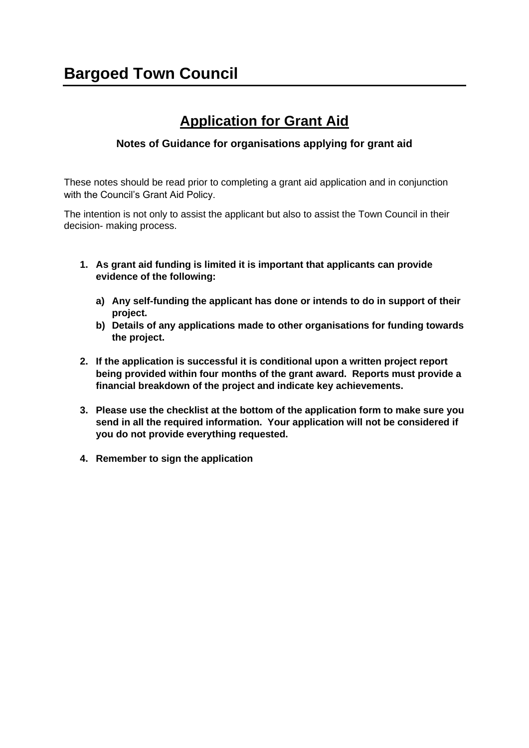# Bargoed Town Council

## Application for Grant Aid

### Notes of Guidance for organisations applying for grant aid

These notes should be read prior to completing a grant aid application and in conjunction with the Council's Grant Aid Policy.

The intention is not only to assist the applicant but also to assist the Town Council in their decision- making process.

1. **As grant aid funding is limited it is important that applicants can provide evidence of the following:**

   a) **Any self-funding the applicant has done or intends to do in support of their project.**

   b) **Details of any applications made to other organisations for funding towards the project.**

2. **If the application is successful it is conditional upon a written project report being provided within four months of the grant award. Reports must provide a financial breakdown of the project and indicate key achievements.**

3. **Please use the checklist at the bottom of the application form to make sure you send in all the required information. Your application will not be considered if you do not provide everything requested.**

4. **Remember to sign the application**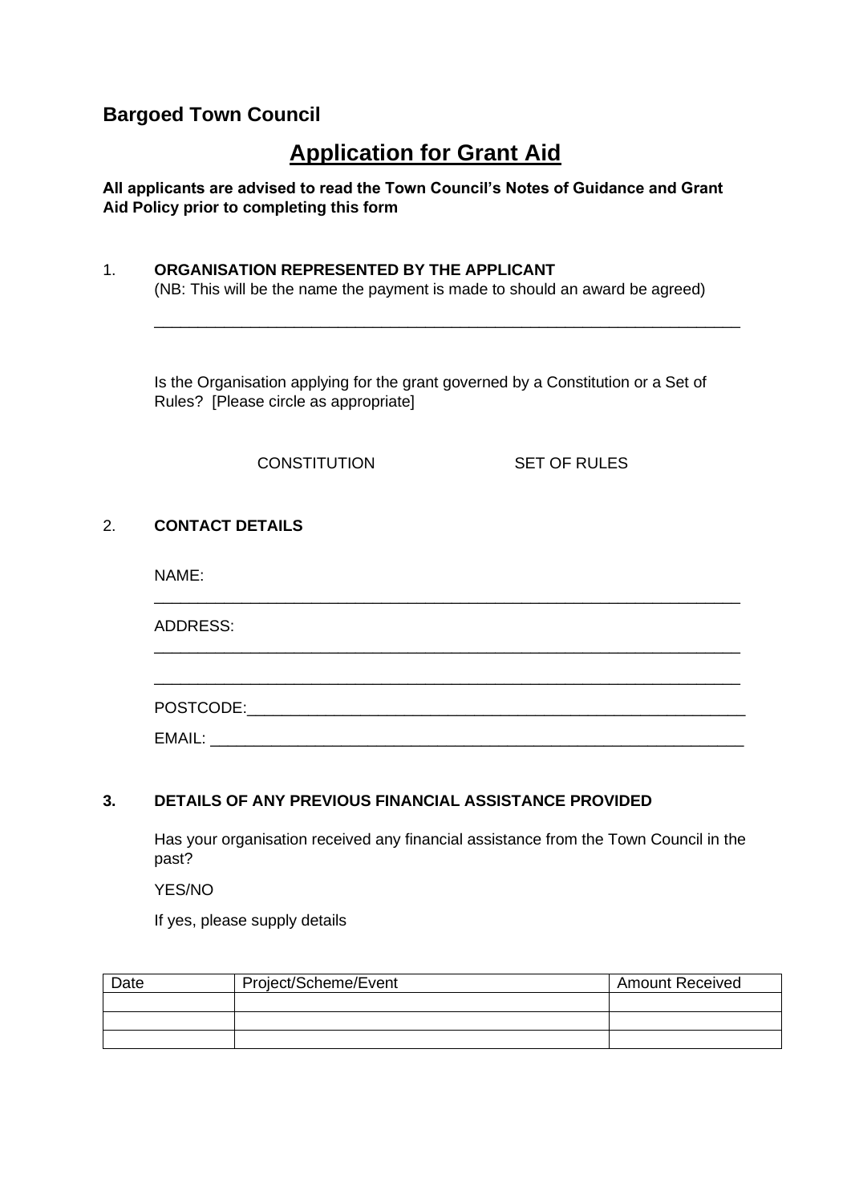**Bargoed Town Council**

# Application for Grant Aid

**All applicants are advised to read the Town Council's Notes of Guidance and Grant Aid Policy prior to completing this form**

1. **ORGANISATION REPRESENTED BY THE APPLICANT**
   (NB: This will be the name the payment is made to should an award be agreed)

   ______________________________________________________________________

   Is the Organisation applying for the grant governed by a Constitution or a Set of Rules? [Please circle as appropriate]

   CONSTITUTION                    SET OF RULES

2. **CONTACT DETAILS**

   NAME:
   ______________________________________________________________________

   ADDRESS:
   ______________________________________________________________________

   ______________________________________________________________________

   POSTCODE:____________________________________________________________

   EMAIL: _______________________________________________________________

3. **DETAILS OF ANY PREVIOUS FINANCIAL ASSISTANCE PROVIDED**

   Has your organisation received any financial assistance from the Town Council in the past?

   YES/NO

   If yes, please supply details

| Date | Project/Scheme/Event | Amount Received |
|---|---|---|
| | | |
| | | |
| | | |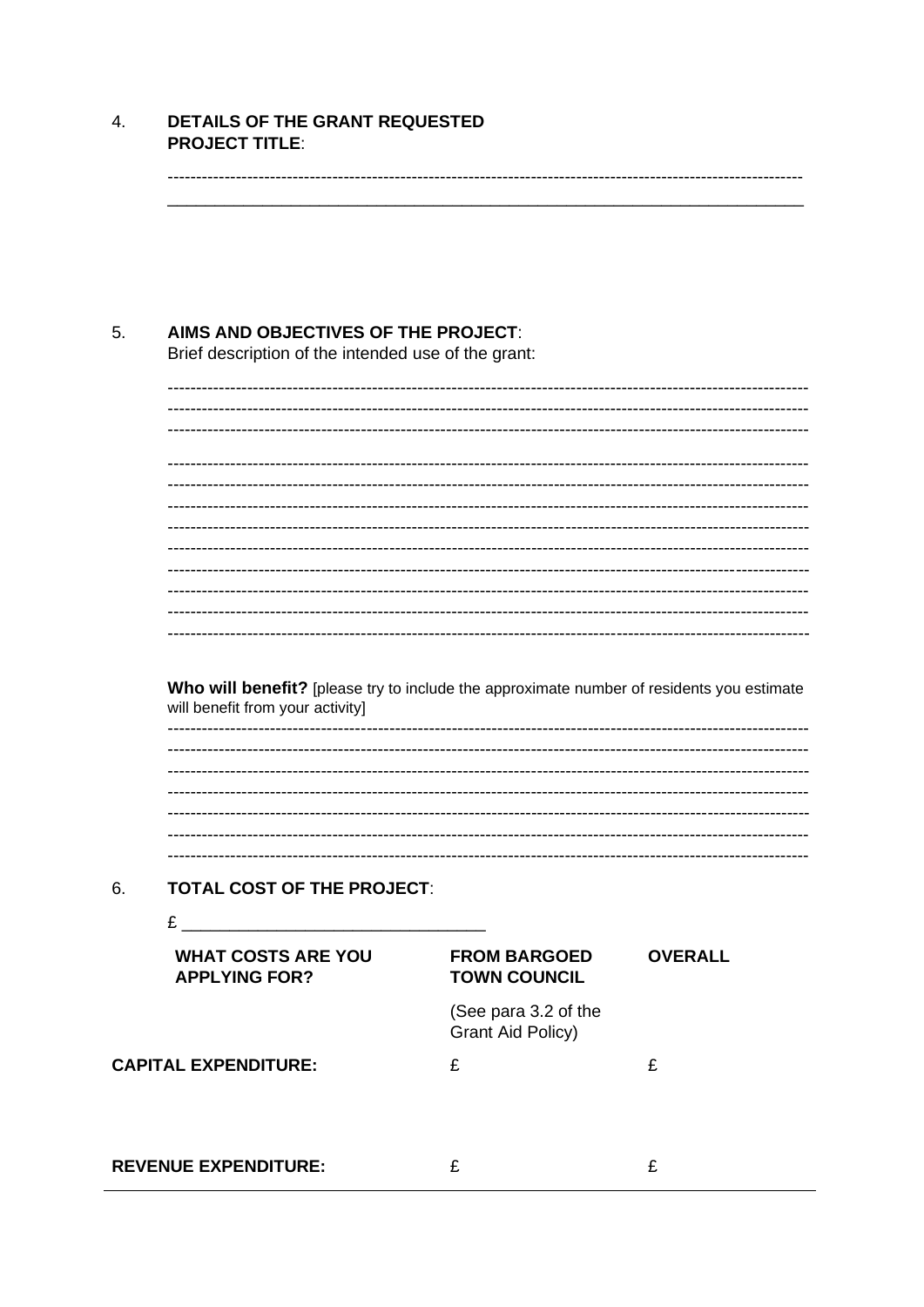## 4. DETAILS OF THE GRANT REQUESTED

**PROJECT TITLE**:

------------------------------------------------------------------------------------------------------------

___________________________________________________________________________

## 5. AIMS AND OBJECTIVES OF THE PROJECT:

Brief description of the intended use of the grant:

------------------------------------------------------------------------------------------------------------
------------------------------------------------------------------------------------------------------------
------------------------------------------------------------------------------------------------------------

------------------------------------------------------------------------------------------------------------
------------------------------------------------------------------------------------------------------------
------------------------------------------------------------------------------------------------------------
------------------------------------------------------------------------------------------------------------
------------------------------------------------------------------------------------------------------------
------------------------------------------------------------------------------------------------------------
------------------------------------------------------------------------------------------------------------
------------------------------------------------------------------------------------------------------------
------------------------------------------------------------------------------------------------------------

**Who will benefit?** [please try to include the approximate number of residents you estimate will benefit from your activity]

------------------------------------------------------------------------------------------------------------
------------------------------------------------------------------------------------------------------------
------------------------------------------------------------------------------------------------------------
------------------------------------------------------------------------------------------------------------
------------------------------------------------------------------------------------------------------------
------------------------------------------------------------------------------------------------------------
------------------------------------------------------------------------------------------------------------

## 6. TOTAL COST OF THE PROJECT:

£ ________________________________

| **WHAT COSTS ARE YOU APPLYING FOR?** | **FROM BARGOED TOWN COUNCIL** (See para 3.2 of the Grant Aid Policy) | **OVERALL** |
|---|---|---|
| **CAPITAL EXPENDITURE:** | £ | £ |
| **REVENUE EXPENDITURE:** | £ | £ |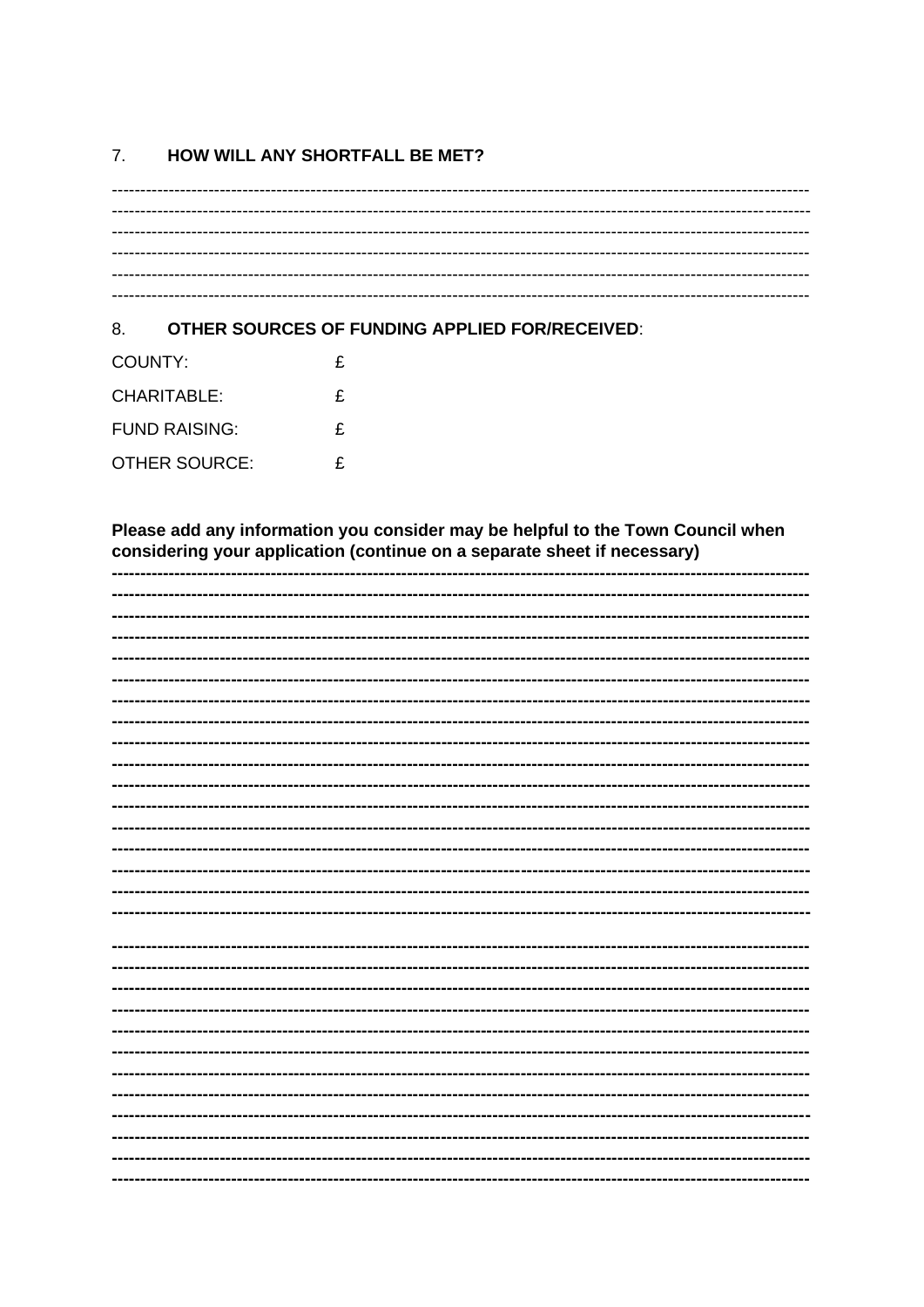## 7. HOW WILL ANY SHORTFALL BE MET?

---

---

---

---

---

---

## 8. OTHER SOURCES OF FUNDING APPLIED FOR/RECEIVED:

| | |
|---|---|
| COUNTY: | £ |
| CHARITABLE: | £ |
| FUND RAISING: | £ |
| OTHER SOURCE: | £ |

**Please add any information you consider may be helpful to the Town Council when considering your application (continue on a separate sheet if necessary)**

---

---

---

---

---

---

---

---

---

---

---

---

---

---

---

---

---

---

---

---

---

---

---

---

---

---

---

---

---

---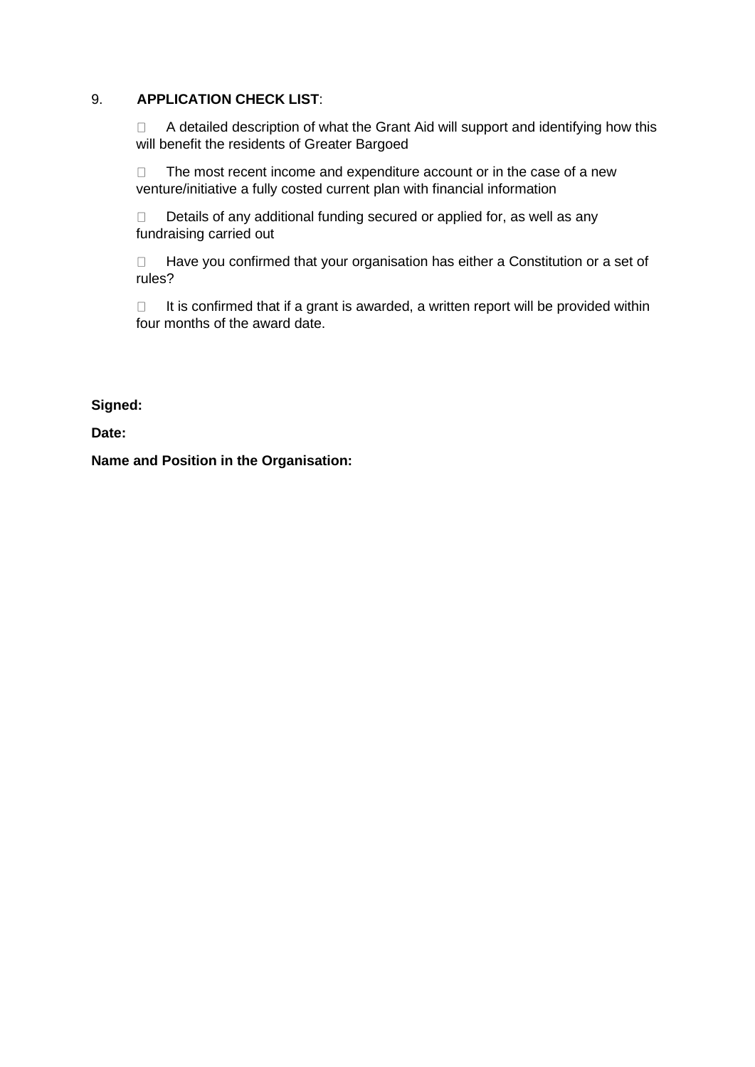9. **APPLICATION CHECK LIST**:

- [ ] A detailed description of what the Grant Aid will support and identifying how this will benefit the residents of Greater Bargoed
- [ ] The most recent income and expenditure account or in the case of a new venture/initiative a fully costed current plan with financial information
- [ ] Details of any additional funding secured or applied for, as well as any fundraising carried out
- [ ] Have you confirmed that your organisation has either a Constitution or a set of rules?
- [ ] It is confirmed that if a grant is awarded, a written report will be provided within four months of the award date.

**Signed:**

**Date:**

**Name and Position in the Organisation:**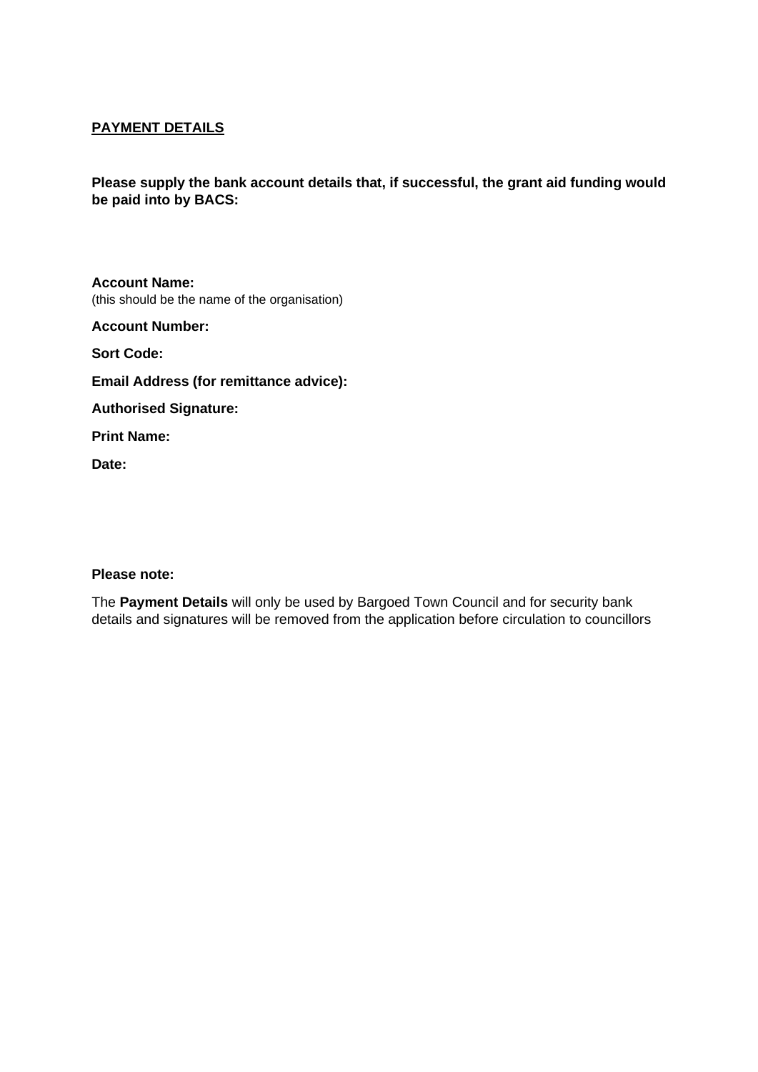**PAYMENT DETAILS**

**Please supply the bank account details that, if successful, the grant aid funding would be paid into by BACS:**

**Account Name:**
(this should be the name of the organisation)

**Account Number:**

**Sort Code:**

**Email Address (for remittance advice):**

**Authorised Signature:**

**Print Name:**

**Date:**

**Please note:**

The **Payment Details** will only be used by Bargoed Town Council and for security bank details and signatures will be removed from the application before circulation to councillors